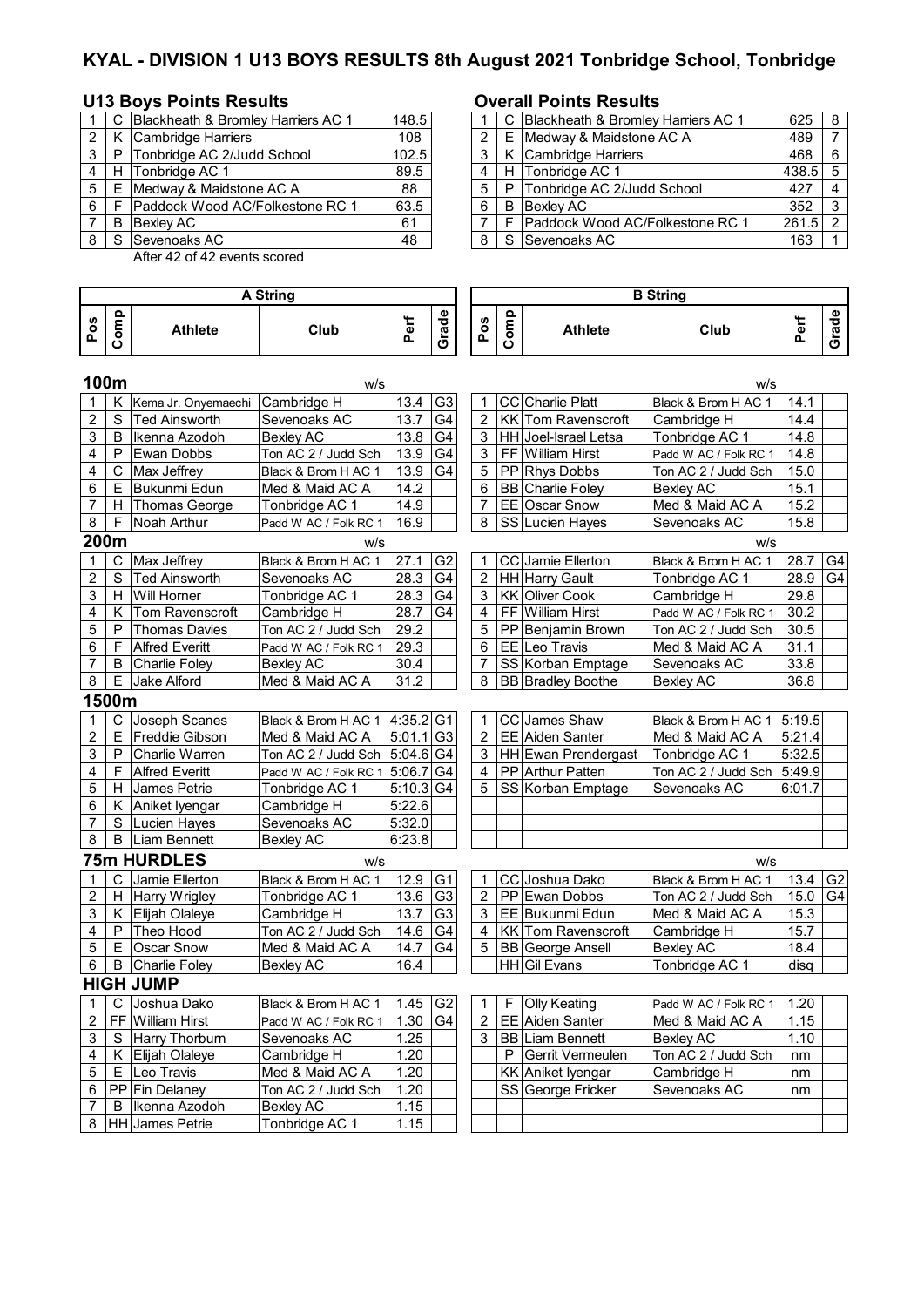# KYAL - DIVISION 1 U13 BOYS RESULTS 8th August 2021 Tonbridge School, Tonbridge

## U13 Boys Points Results

| | | | |
|---|---|---|---|
| 1 | C | Blackheath & Bromley Harriers AC 1 | 148.5 |
| 2 | K | Cambridge Harriers | 108 |
| 3 | P | Tonbridge AC 2/Judd School | 102.5 |
| 4 | H | Tonbridge AC 1 | 89.5 |
| 5 | E | Medway & Maidstone AC A | 88 |
| 6 | F | Paddock Wood AC/Folkestone RC 1 | 63.5 |
| 7 | B | Bexley AC | 61 |
| 8 | S | Sevenoaks AC | 48 |

After 42 of 42 events scored

## Overall Points Results

| | | | | |
|---|---|---|---|---|
| 1 | C | Blackheath & Bromley Harriers AC 1 | 625 | 8 |
| 2 | E | Medway & Maidstone AC A | 489 | 7 |
| 3 | K | Cambridge Harriers | 468 | 6 |
| 4 | H | Tonbridge AC 1 | 438.5 | 5 |
| 5 | P | Tonbridge AC 2/Judd School | 427 | 4 |
| 6 | B | Bexley AC | 352 | 3 |
| 7 | F | Paddock Wood AC/Folkestone RC 1 | 261.5 | 2 |
| 8 | S | Sevenoaks AC | 163 | 1 |

## A String / B String

| Pos | Comp | Athlete | Club | Perf | Grade | Pos | Comp | Athlete | Club | Perf | Grade |
|---|---|---|---|---|---|---|---|---|---|---|---|
| **100m** | | | w/s | | | | | | w/s | | |
| 1 | K | Kema Jr. Onyemaechi | Cambridge H | 13.4 | G3 | 1 | CC | Charlie Platt | Black & Brom H AC 1 | 14.1 | |
| 2 | S | Ted Ainsworth | Sevenoaks AC | 13.7 | G4 | 2 | KK | Tom Ravenscroft | Cambridge H | 14.4 | |
| 3 | B | Ikenna Azodoh | Bexley AC | 13.8 | G4 | 3 | HH | Joel-Israel Letsa | Tonbridge AC 1 | 14.8 | |
| 4 | P | Ewan Dobbs | Ton AC 2 / Judd Sch | 13.9 | G4 | 3 | FF | William Hirst | Padd W AC / Folk RC 1 | 14.8 | |
| 4 | C | Max Jeffrey | Black & Brom H AC 1 | 13.9 | G4 | 5 | PP | Rhys Dobbs | Ton AC 2 / Judd Sch | 15.0 | |
| 6 | E | Bukunmi Edun | Med & Maid AC A | 14.2 | | 6 | BB | Charlie Foley | Bexley AC | 15.1 | |
| 7 | H | Thomas George | Tonbridge AC 1 | 14.9 | | 7 | EE | Oscar Snow | Med & Maid AC A | 15.2 | |
| 8 | F | Noah Arthur | Padd W AC / Folk RC 1 | 16.9 | | 8 | SS | Lucien Hayes | Sevenoaks AC | 15.8 | |
| **200m** | | | w/s | | | | | | w/s | | |
| 1 | C | Max Jeffrey | Black & Brom H AC 1 | 27.1 | G2 | 1 | CC | Jamie Ellerton | Black & Brom H AC 1 | 28.7 | G4 |
| 2 | S | Ted Ainsworth | Sevenoaks AC | 28.3 | G4 | 2 | HH | Harry Gault | Tonbridge AC 1 | 28.9 | G4 |
| 3 | H | Will Horner | Tonbridge AC 1 | 28.3 | G4 | 3 | KK | Oliver Cook | Cambridge H | 29.8 | |
| 4 | K | Tom Ravenscroft | Cambridge H | 28.7 | G4 | 4 | FF | William Hirst | Padd W AC / Folk RC 1 | 30.2 | |
| 5 | P | Thomas Davies | Ton AC 2 / Judd Sch | 29.2 | | 5 | PP | Benjamin Brown | Ton AC 2 / Judd Sch | 30.5 | |
| 6 | F | Alfred Everitt | Padd W AC / Folk RC 1 | 29.3 | | 6 | EE | Leo Travis | Med & Maid AC A | 31.1 | |
| 7 | B | Charlie Foley | Bexley AC | 30.4 | | 7 | SS | Korban Emptage | Sevenoaks AC | 33.8 | |
| 8 | E | Jake Alford | Med & Maid AC A | 31.2 | | 8 | BB | Bradley Boothe | Bexley AC | 36.8 | |
| **1500m** | | | | | | | | | | | |
| 1 | C | Joseph Scanes | Black & Brom H AC 1 | 4:35.2 | G1 | 1 | CC | James Shaw | Black & Brom H AC 1 | 5:19.5 | |
| 2 | E | Freddie Gibson | Med & Maid AC A | 5:01.1 | G3 | 2 | EE | Aiden Santer | Med & Maid AC A | 5:21.4 | |
| 3 | P | Charlie Warren | Ton AC 2 / Judd Sch | 5:04.6 | G4 | 3 | HH | Ewan Prendergast | Tonbridge AC 1 | 5:32.5 | |
| 4 | F | Alfred Everitt | Padd W AC / Folk RC 1 | 5:06.7 | G4 | 4 | PP | Arthur Patten | Ton AC 2 / Judd Sch | 5:49.9 | |
| 5 | H | James Petrie | Tonbridge AC 1 | 5:10.3 | G4 | 5 | SS | Korban Emptage | Sevenoaks AC | 6:01.7 | |
| 6 | K | Aniket Iyengar | Cambridge H | 5:22.6 | | | | | | | |
| 7 | S | Lucien Hayes | Sevenoaks AC | 5:32.0 | | | | | | | |
| 8 | B | Liam Bennett | Bexley AC | 6:23.8 | | | | | | | |
| **75m HURDLES** | | | w/s | | | | | | w/s | | |
| 1 | C | Jamie Ellerton | Black & Brom H AC 1 | 12.9 | G1 | 1 | CC | Joshua Dako | Black & Brom H AC 1 | 13.4 | G2 |
| 2 | H | Harry Wrigley | Tonbridge AC 1 | 13.6 | G3 | 2 | PP | Ewan Dobbs | Ton AC 2 / Judd Sch | 15.0 | G4 |
| 3 | K | Elijah Olaleye | Cambridge H | 13.7 | G3 | 3 | EE | Bukunmi Edun | Med & Maid AC A | 15.3 | |
| 4 | P | Theo Hood | Ton AC 2 / Judd Sch | 14.6 | G4 | 4 | KK | Tom Ravenscroft | Cambridge H | 15.7 | |
| 5 | E | Oscar Snow | Med & Maid AC A | 14.7 | G4 | 5 | BB | George Ansell | Bexley AC | 18.4 | |
| 6 | B | Charlie Foley | Bexley AC | 16.4 | | | HH | Gil Evans | Tonbridge AC 1 | disq | |
| **HIGH JUMP** | | | | | | | | | | | |
| 1 | C | Joshua Dako | Black & Brom H AC 1 | 1.45 | G2 | 1 | F | Olly Keating | Padd W AC / Folk RC 1 | 1.20 | |
| 2 | FF | William Hirst | Padd W AC / Folk RC 1 | 1.30 | G4 | 2 | EE | Aiden Santer | Med & Maid AC A | 1.15 | |
| 3 | S | Harry Thorburn | Sevenoaks AC | 1.25 | | 3 | BB | Liam Bennett | Bexley AC | 1.10 | |
| 4 | K | Elijah Olaleye | Cambridge H | 1.20 | | | P | Gerrit Vermeulen | Ton AC 2 / Judd Sch | nm | |
| 5 | E | Leo Travis | Med & Maid AC A | 1.20 | | | KK | Aniket Iyengar | Cambridge H | nm | |
| 6 | PP | Fin Delaney | Ton AC 2 / Judd Sch | 1.20 | | | SS | George Fricker | Sevenoaks AC | nm | |
| 7 | B | Ikenna Azodoh | Bexley AC | 1.15 | | | | | | | |
| 8 | HH | James Petrie | Tonbridge AC 1 | 1.15 | | | | | | | |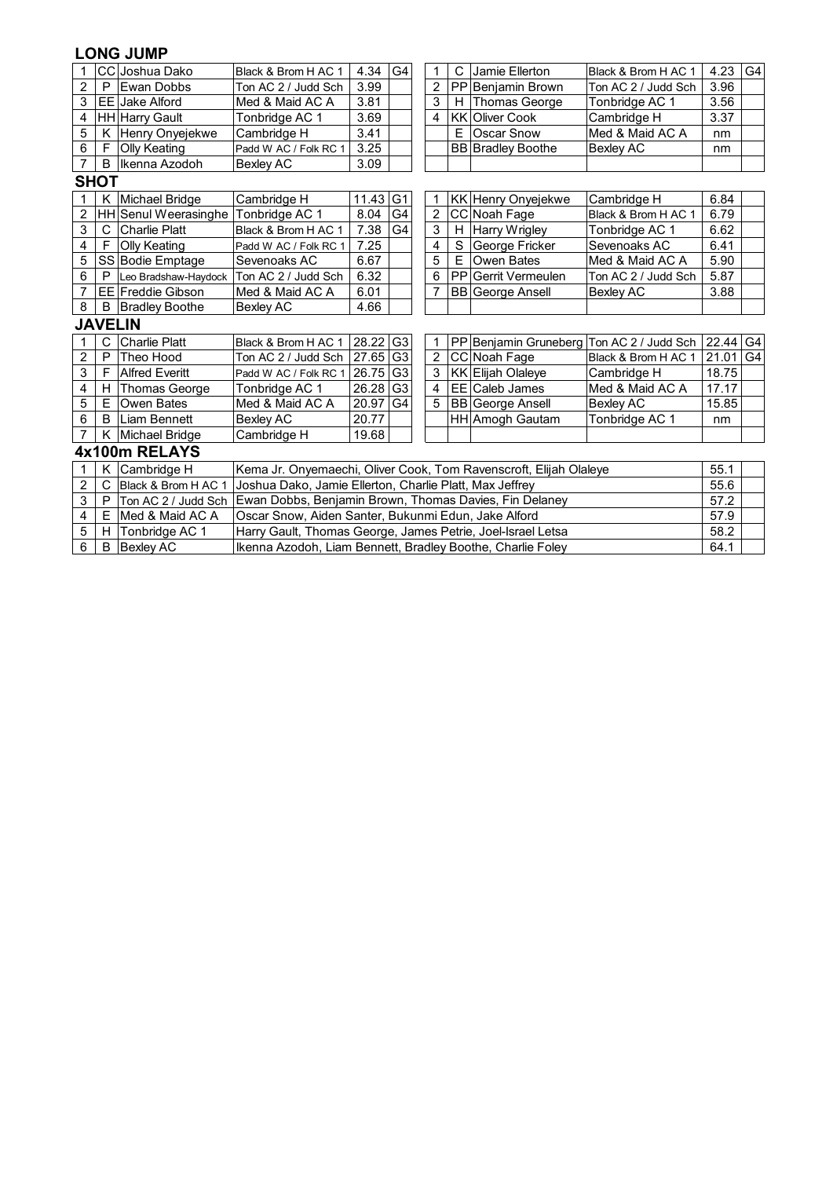## LONG JUMP

| | | | | | | | | | | | |
|---|---|---|---|---|---|---|---|---|---|---|---|
| 1 | CC | Joshua Dako | Black & Brom H AC 1 | 4.34 | G4 | 1 | C | Jamie Ellerton | Black & Brom H AC 1 | 4.23 | G4 |
| 2 | P | Ewan Dobbs | Ton AC 2 / Judd Sch | 3.99 | | 2 | PP | Benjamin Brown | Ton AC 2 / Judd Sch | 3.96 | |
| 3 | EE | Jake Alford | Med & Maid AC A | 3.81 | | 3 | H | Thomas George | Tonbridge AC 1 | 3.56 | |
| 4 | HH | Harry Gault | Tonbridge AC 1 | 3.69 | | 4 | KK | Oliver Cook | Cambridge H | 3.37 | |
| 5 | K | Henry Onyejekwe | Cambridge H | 3.41 | | | E | Oscar Snow | Med & Maid AC A | nm | |
| 6 | F | Olly Keating | Padd W AC / Folk RC 1 | 3.25 | | | BB | Bradley Boothe | Bexley AC | nm | |
| 7 | B | Ikenna Azodoh | Bexley AC | 3.09 | | | | | | | |

## SHOT

| | | | | | | | | | | | |
|---|---|---|---|---|---|---|---|---|---|---|---|
| 1 | K | Michael Bridge | Cambridge H | 11.43 | G1 | 1 | KK | Henry Onyejekwe | Cambridge H | 6.84 | |
| 2 | HH | Senul Weerasinghe | Tonbridge AC 1 | 8.04 | G4 | 2 | CC | Noah Fage | Black & Brom H AC 1 | 6.79 | |
| 3 | C | Charlie Platt | Black & Brom H AC 1 | 7.38 | G4 | 3 | H | Harry Wrigley | Tonbridge AC 1 | 6.62 | |
| 4 | F | Olly Keating | Padd W AC / Folk RC 1 | 7.25 | | 4 | S | George Fricker | Sevenoaks AC | 6.41 | |
| 5 | SS | Bodie Emptage | Sevenoaks AC | 6.67 | | 5 | E | Owen Bates | Med & Maid AC A | 5.90 | |
| 6 | P | Leo Bradshaw-Haydock | Ton AC 2 / Judd Sch | 6.32 | | 6 | PP | Gerrit Vermeulen | Ton AC 2 / Judd Sch | 5.87 | |
| 7 | EE | Freddie Gibson | Med & Maid AC A | 6.01 | | 7 | BB | George Ansell | Bexley AC | 3.88 | |
| 8 | B | Bradley Boothe | Bexley AC | 4.66 | | | | | | | |

## JAVELIN

| | | | | | | | | | | | |
|---|---|---|---|---|---|---|---|---|---|---|---|
| 1 | C | Charlie Platt | Black & Brom H AC 1 | 28.22 | G3 | 1 | PP | Benjamin Gruneberg | Ton AC 2 / Judd Sch | 22.44 | G4 |
| 2 | P | Theo Hood | Ton AC 2 / Judd Sch | 27.65 | G3 | 2 | CC | Noah Fage | Black & Brom H AC 1 | 21.01 | G4 |
| 3 | F | Alfred Everitt | Padd W AC / Folk RC 1 | 26.75 | G3 | 3 | KK | Elijah Olaleye | Cambridge H | 18.75 | |
| 4 | H | Thomas George | Tonbridge AC 1 | 26.28 | G3 | 4 | EE | Caleb James | Med & Maid AC A | 17.17 | |
| 5 | E | Owen Bates | Med & Maid AC A | 20.97 | G4 | 5 | BB | George Ansell | Bexley AC | 15.85 | |
| 6 | B | Liam Bennett | Bexley AC | 20.77 | | | HH | Amogh Gautam | Tonbridge AC 1 | nm | |
| 7 | K | Michael Bridge | Cambridge H | 19.68 | | | | | | | |

## 4x100m RELAYS

| | | | | | |
|---|---|---|---|---|---|
| 1 | K | Cambridge H | Kema Jr. Onyemaechi, Oliver Cook, Tom Ravenscroft, Elijah Olaleye | 55.1 | |
| 2 | C | Black & Brom H AC 1 | Joshua Dako, Jamie Ellerton, Charlie Platt, Max Jeffrey | 55.6 | |
| 3 | P | Ton AC 2 / Judd Sch | Ewan Dobbs, Benjamin Brown, Thomas Davies, Fin Delaney | 57.2 | |
| 4 | E | Med & Maid AC A | Oscar Snow, Aiden Santer, Bukunmi Edun, Jake Alford | 57.9 | |
| 5 | H | Tonbridge AC 1 | Harry Gault, Thomas George, James Petrie, Joel-Israel Letsa | 58.2 | |
| 6 | B | Bexley AC | Ikenna Azodoh, Liam Bennett, Bradley Boothe, Charlie Foley | 64.1 | |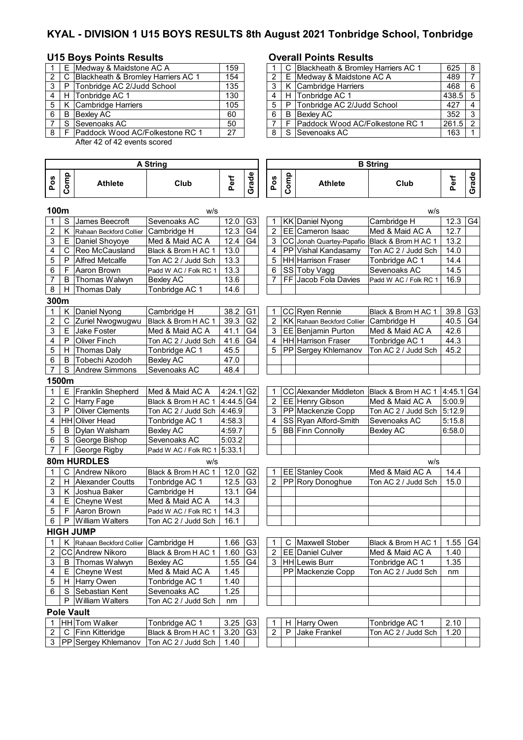# KYAL - DIVISION 1 U15 BOYS RESULTS 8th August 2021 Tonbridge School, Tonbridge

## U15 Boys Points Results

| | | | |
|---|---|---|---|
| 1 | E | Medway & Maidstone AC A | 159 |
| 2 | C | Blackheath & Bromley Harriers AC 1 | 154 |
| 3 | P | Tonbridge AC 2/Judd School | 135 |
| 4 | H | Tonbridge AC 1 | 130 |
| 5 | K | Cambridge Harriers | 105 |
| 6 | B | Bexley AC | 60 |
| 7 | S | Sevenoaks AC | 50 |
| 8 | F | Paddock Wood AC/Folkestone RC 1 | 27 |

After 42 of 42 events scored

## Overall Points Results

| | | | | |
|---|---|---|---|---|
| 1 | C | Blackheath & Bromley Harriers AC 1 | 625 | 8 |
| 2 | E | Medway & Maidstone AC A | 489 | 7 |
| 3 | K | Cambridge Harriers | 468 | 6 |
| 4 | H | Tonbridge AC 1 | 438.5 | 5 |
| 5 | P | Tonbridge AC 2/Judd School | 427 | 4 |
| 6 | B | Bexley AC | 352 | 3 |
| 7 | F | Paddock Wood AC/Folkestone RC 1 | 261.5 | 2 |
| 8 | S | Sevenoaks AC | 163 | 1 |

## A String

| Pos | Comp | Athlete | Club | Perf | Grade |
|---|---|---|---|---|---|
| **100m** | | w/s | | | |
| 1 | S | James Beecroft | Sevenoaks AC | 12.0 | G3 |
| 2 | K | Rahaan Beckford Collier | Cambridge H | 12.3 | G4 |
| 3 | E | Daniel Shoyoye | Med & Maid AC A | 12.4 | G4 |
| 4 | C | Reo McCausland | Black & Brom H AC 1 | 13.0 | |
| 5 | P | Alfred Metcalfe | Ton AC 2 / Judd Sch | 13.3 | |
| 6 | F | Aaron Brown | Padd W AC / Folk RC 1 | 13.3 | |
| 7 | B | Thomas Walwyn | Bexley AC | 13.6 | |
| 8 | H | Thomas Daly | Tonbridge AC 1 | 14.6 | |
| **300m** | | | | | |
| 1 | K | Daniel Nyong | Cambridge H | 38.2 | G1 |
| 2 | C | Zuriel Nwogwugwu | Black & Brom H AC 1 | 39.3 | G2 |
| 3 | E | Jake Foster | Med & Maid AC A | 41.1 | G4 |
| 4 | P | Oliver Finch | Ton AC 2 / Judd Sch | 41.6 | G4 |
| 5 | H | Thomas Daly | Tonbridge AC 1 | 45.5 | |
| 6 | B | Tobechi Azodoh | Bexley AC | 47.0 | |
| 7 | S | Andrew Simmons | Sevenoaks AC | 48.4 | |
| **1500m** | | | | | |
| 1 | E | Franklin Shepherd | Med & Maid AC A | 4:24.1 | G2 |
| 2 | C | Harry Fage | Black & Brom H AC 1 | 4:44.5 | G4 |
| 3 | P | Oliver Clements | Ton AC 2 / Judd Sch | 4:46.9 | |
| 4 | HH | Oliver Head | Tonbridge AC 1 | 4:58.3 | |
| 5 | B | Dylan Walsham | Bexley AC | 4:59.7 | |
| 6 | S | George Bishop | Sevenoaks AC | 5:03.2 | |
| 7 | F | George Rigby | Padd W AC / Folk RC 1 | 5:33.1 | |
| **80m HURDLES** | | w/s | | | |
| 1 | C | Andrew Nikoro | Black & Brom H AC 1 | 12.0 | G2 |
| 2 | H | Alexander Coutts | Tonbridge AC 1 | 12.5 | G3 |
| 3 | K | Joshua Baker | Cambridge H | 13.1 | G4 |
| 4 | E | Cheyne West | Med & Maid AC A | 14.3 | |
| 5 | F | Aaron Brown | Padd W AC / Folk RC 1 | 14.3 | |
| 6 | P | William Walters | Ton AC 2 / Judd Sch | 16.1 | |
| **HIGH JUMP** | | | | | |
| 1 | K | Rahaan Beckford Collier | Cambridge H | 1.66 | G3 |
| 2 | CC | Andrew Nikoro | Black & Brom H AC 1 | 1.60 | G3 |
| 3 | B | Thomas Walwyn | Bexley AC | 1.55 | G4 |
| 4 | E | Cheyne West | Med & Maid AC A | 1.45 | |
| 5 | H | Harry Owen | Tonbridge AC 1 | 1.40 | |
| 6 | S | Sebastian Kent | Sevenoaks AC | 1.25 | |
| | P | William Walters | Ton AC 2 / Judd Sch | nm | |
| **Pole Vault** | | | | | |
| 1 | HH | Tom Walker | Tonbridge AC 1 | 3.25 | G3 |
| 2 | C | Finn Kitteridge | Black & Brom H AC 1 | 3.20 | G3 |
| 3 | PP | Sergey Khlemanov | Ton AC 2 / Judd Sch | 1.40 | |

## B String

| Pos | Comp | Athlete | Club | Perf | Grade |
|---|---|---|---|---|---|
| **100m** | | w/s | | | |
| 1 | KK | Daniel Nyong | Cambridge H | 12.3 | G4 |
| 2 | EE | Cameron Isaac | Med & Maid AC A | 12.7 | |
| 3 | CC | Jonah Quartey-Papafio | Black & Brom H AC 1 | 13.2 | |
| 4 | PP | Vishal Kandasamy | Ton AC 2 / Judd Sch | 14.0 | |
| 5 | HH | Harrison Fraser | Tonbridge AC 1 | 14.4 | |
| 6 | SS | Toby Vagg | Sevenoaks AC | 14.5 | |
| 7 | FF | Jacob Fola Davies | Padd W AC / Folk RC 1 | 16.9 | |
| **300m** | | | | | |
| 1 | CC | Ryen Rennie | Black & Brom H AC 1 | 39.8 | G3 |
| 2 | KK | Rahaan Beckford Collier | Cambridge H | 40.5 | G4 |
| 3 | EE | Benjamin Purton | Med & Maid AC A | 42.6 | |
| 4 | HH | Harrison Fraser | Tonbridge AC 1 | 44.3 | |
| 5 | PP | Sergey Khlemanov | Ton AC 2 / Judd Sch | 45.2 | |
| **1500m** | | | | | |
| 1 | CC | Alexander Middleton | Black & Brom H AC 1 | 4:45.1 | G4 |
| 2 | EE | Henry Gibson | Med & Maid AC A | 5:00.9 | |
| 3 | PP | Mackenzie Copp | Ton AC 2 / Judd Sch | 5:12.9 | |
| 4 | SS | Ryan Alford-Smith | Sevenoaks AC | 5:15.8 | |
| 5 | BB | Finn Connolly | Bexley AC | 6:58.0 | |
| **80m HURDLES** | | w/s | | | |
| 1 | EE | Stanley Cook | Med & Maid AC A | 14.4 | |
| 2 | PP | Rory Donoghue | Ton AC 2 / Judd Sch | 15.0 | |
| **HIGH JUMP** | | | | | |
| 1 | C | Maxwell Stober | Black & Brom H AC 1 | 1.55 | G4 |
| 2 | EE | Daniel Culver | Med & Maid AC A | 1.40 | |
| 3 | HH | Lewis Burr | Tonbridge AC 1 | 1.35 | |
| | PP | Mackenzie Copp | Ton AC 2 / Judd Sch | nm | |
| **Pole Vault** | | | | | |
| 1 | H | Harry Owen | Tonbridge AC 1 | 2.10 | |
| 2 | P | Jake Frankel | Ton AC 2 / Judd Sch | 1.20 | |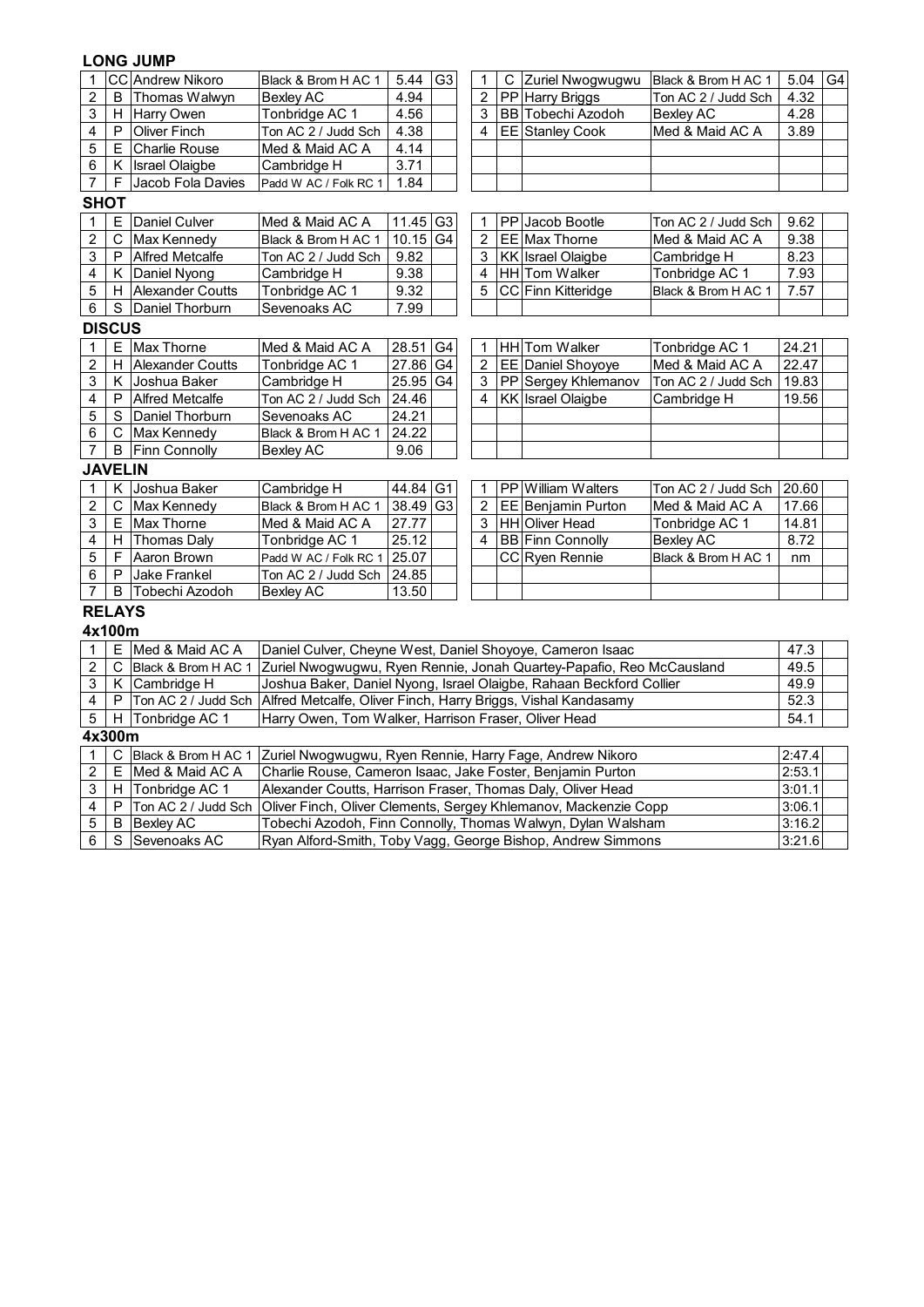**LONG JUMP**

| | | | | | |
|---|---|---|---|---|---|
| 1 | CC | Andrew Nikoro | Black & Brom H AC 1 | 5.44 | G3 |
| 2 | B | Thomas Walwyn | Bexley AC | 4.94 | |
| 3 | H | Harry Owen | Tonbridge AC 1 | 4.56 | |
| 4 | P | Oliver Finch | Ton AC 2 / Judd Sch | 4.38 | |
| 5 | E | Charlie Rouse | Med & Maid AC A | 4.14 | |
| 6 | K | Israel Olaigbe | Cambridge H | 3.71 | |
| 7 | F | Jacob Fola Davies | Padd W AC / Folk RC 1 | 1.84 | |

| | | | | | |
|---|---|---|---|---|---|
| 1 | C | Zuriel Nwogwugwu | Black & Brom H AC 1 | 5.04 | G4 |
| 2 | PP | Harry Briggs | Ton AC 2 / Judd Sch | 4.32 | |
| 3 | BB | Tobechi Azodoh | Bexley AC | 4.28 | |
| 4 | EE | Stanley Cook | Med & Maid AC A | 3.89 | |

**SHOT**

| | | | | | |
|---|---|---|---|---|---|
| 1 | E | Daniel Culver | Med & Maid AC A | 11.45 | G3 |
| 2 | C | Max Kennedy | Black & Brom H AC 1 | 10.15 | G4 |
| 3 | P | Alfred Metcalfe | Ton AC 2 / Judd Sch | 9.82 | |
| 4 | K | Daniel Nyong | Cambridge H | 9.38 | |
| 5 | H | Alexander Coutts | Tonbridge AC 1 | 9.32 | |
| 6 | S | Daniel Thorburn | Sevenoaks AC | 7.99 | |

| | | | | | |
|---|---|---|---|---|---|
| 1 | PP | Jacob Bootle | Ton AC 2 / Judd Sch | 9.62 | |
| 2 | EE | Max Thorne | Med & Maid AC A | 9.38 | |
| 3 | KK | Israel Olaigbe | Cambridge H | 8.23 | |
| 4 | HH | Tom Walker | Tonbridge AC 1 | 7.93 | |
| 5 | CC | Finn Kitteridge | Black & Brom H AC 1 | 7.57 | |

**DISCUS**

| | | | | | |
|---|---|---|---|---|---|
| 1 | E | Max Thorne | Med & Maid AC A | 28.51 | G4 |
| 2 | H | Alexander Coutts | Tonbridge AC 1 | 27.86 | G4 |
| 3 | K | Joshua Baker | Cambridge H | 25.95 | G4 |
| 4 | P | Alfred Metcalfe | Ton AC 2 / Judd Sch | 24.46 | |
| 5 | S | Daniel Thorburn | Sevenoaks AC | 24.21 | |
| 6 | C | Max Kennedy | Black & Brom H AC 1 | 24.22 | |
| 7 | B | Finn Connolly | Bexley AC | 9.06 | |

| | | | | | |
|---|---|---|---|---|---|
| 1 | HH | Tom Walker | Tonbridge AC 1 | 24.21 | |
| 2 | EE | Daniel Shoyoye | Med & Maid AC A | 22.47 | |
| 3 | PP | Sergey Khlemanov | Ton AC 2 / Judd Sch | 19.83 | |
| 4 | KK | Israel Olaigbe | Cambridge H | 19.56 | |

**JAVELIN**

| | | | | | |
|---|---|---|---|---|---|
| 1 | K | Joshua Baker | Cambridge H | 44.84 | G1 |
| 2 | C | Max Kennedy | Black & Brom H AC 1 | 38.49 | G3 |
| 3 | E | Max Thorne | Med & Maid AC A | 27.77 | |
| 4 | H | Thomas Daly | Tonbridge AC 1 | 25.12 | |
| 5 | F | Aaron Brown | Padd W AC / Folk RC 1 | 25.07 | |
| 6 | P | Jake Frankel | Ton AC 2 / Judd Sch | 24.85 | |
| 7 | B | Tobechi Azodoh | Bexley AC | 13.50 | |

| | | | | | |
|---|---|---|---|---|---|
| 1 | PP | William Walters | Ton AC 2 / Judd Sch | 20.60 | |
| 2 | EE | Benjamin Purton | Med & Maid AC A | 17.66 | |
| 3 | HH | Oliver Head | Tonbridge AC 1 | 14.81 | |
| 4 | BB | Finn Connolly | Bexley AC | 8.72 | |
| | CC | Ryen Rennie | Black & Brom H AC 1 | nm | |

**RELAYS**

**4x100m**

| | | | | | |
|---|---|---|---|---|---|
| 1 | E | Med & Maid AC A | Daniel Culver, Cheyne West, Daniel Shoyoye, Cameron Isaac | 47.3 | |
| 2 | C | Black & Brom H AC 1 | Zuriel Nwogwugwu, Ryen Rennie, Jonah Quartey-Papafio, Reo McCausland | 49.5 | |
| 3 | K | Cambridge H | Joshua Baker, Daniel Nyong, Israel Olaigbe, Rahaan Beckford Collier | 49.9 | |
| 4 | P | Ton AC 2 / Judd Sch | Alfred Metcalfe, Oliver Finch, Harry Briggs, Vishal Kandasamy | 52.3 | |
| 5 | H | Tonbridge AC 1 | Harry Owen, Tom Walker, Harrison Fraser, Oliver Head | 54.1 | |

**4x300m**

| | | | | | |
|---|---|---|---|---|---|
| 1 | C | Black & Brom H AC 1 | Zuriel Nwogwugwu, Ryen Rennie, Harry Fage, Andrew Nikoro | 2:47.4 | |
| 2 | E | Med & Maid AC A | Charlie Rouse, Cameron Isaac, Jake Foster, Benjamin Purton | 2:53.1 | |
| 3 | H | Tonbridge AC 1 | Alexander Coutts, Harrison Fraser, Thomas Daly, Oliver Head | 3:01.1 | |
| 4 | P | Ton AC 2 / Judd Sch | Oliver Finch, Oliver Clements, Sergey Khlemanov, Mackenzie Copp | 3:06.1 | |
| 5 | B | Bexley AC | Tobechi Azodoh, Finn Connolly, Thomas Walwyn, Dylan Walsham | 3:16.2 | |
| 6 | S | Sevenoaks AC | Ryan Alford-Smith, Toby Vagg, George Bishop, Andrew Simmons | 3:21.6 | |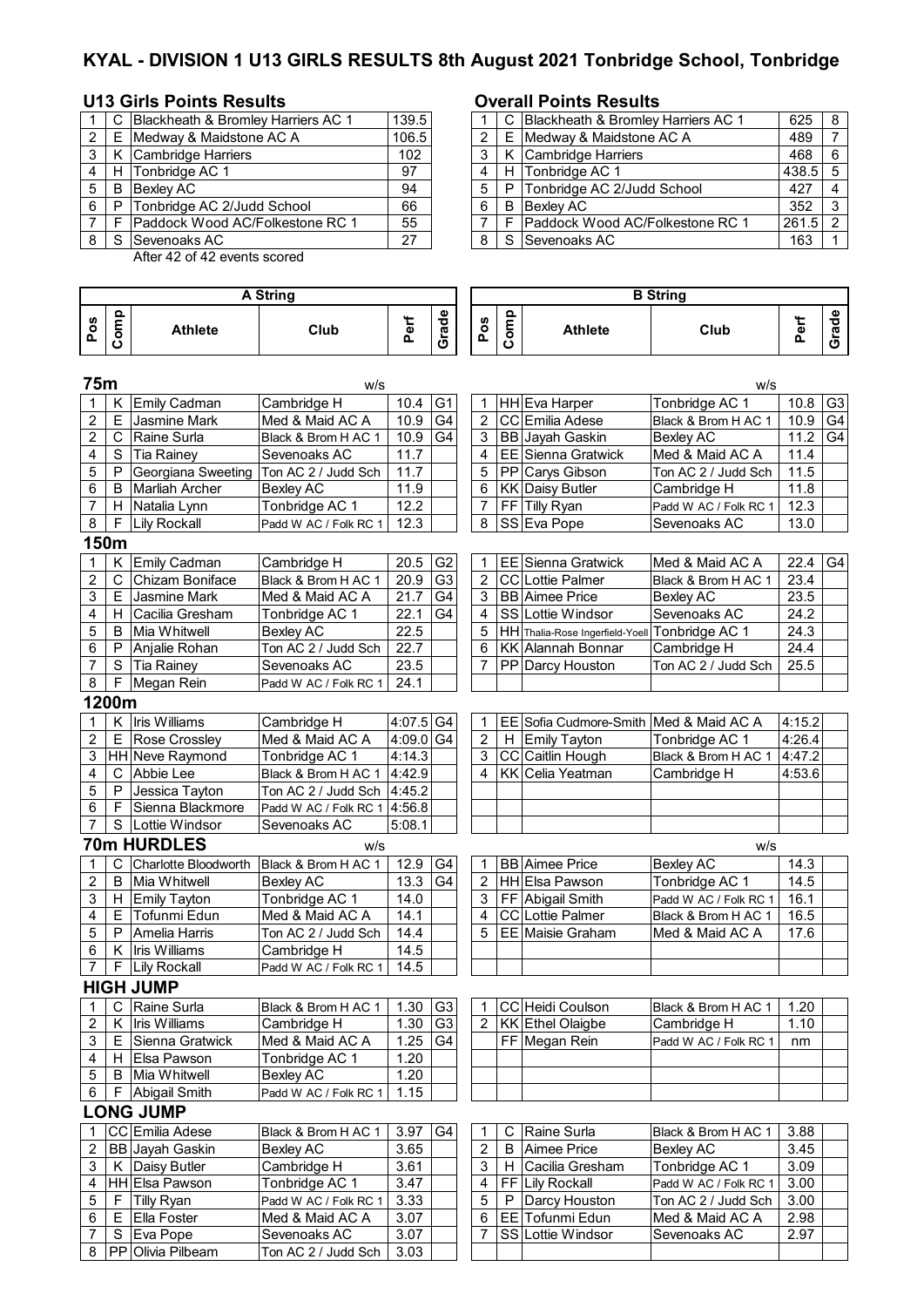# KYAL - DIVISION 1 U13 GIRLS RESULTS 8th August 2021 Tonbridge School, Tonbridge

## U13 Girls Points Results

| | | | |
|---|---|---|---|
| 1 | C | Blackheath & Bromley Harriers AC 1 | 139.5 |
| 2 | E | Medway & Maidstone AC A | 106.5 |
| 3 | K | Cambridge Harriers | 102 |
| 4 | H | Tonbridge AC 1 | 97 |
| 5 | B | Bexley AC | 94 |
| 6 | P | Tonbridge AC 2/Judd School | 66 |
| 7 | F | Paddock Wood AC/Folkestone RC 1 | 55 |
| 8 | S | Sevenoaks AC | 27 |

After 42 of 42 events scored

## Overall Points Results

| | | | | |
|---|---|---|---|---|
| 1 | C | Blackheath & Bromley Harriers AC 1 | 625 | 8 |
| 2 | E | Medway & Maidstone AC A | 489 | 7 |
| 3 | K | Cambridge Harriers | 468 | 6 |
| 4 | H | Tonbridge AC 1 | 438.5 | 5 |
| 5 | P | Tonbridge AC 2/Judd School | 427 | 4 |
| 6 | B | Bexley AC | 352 | 3 |
| 7 | F | Paddock Wood AC/Folkestone RC 1 | 261.5 | 2 |
| 8 | S | Sevenoaks AC | 163 | 1 |

## 75m

A String (w/s)

| Pos | Comp | Athlete | Club | Perf | Grade |
|---|---|---|---|---|---|
| 1 | K | Emily Cadman | Cambridge H | 10.4 | G1 |
| 2 | E | Jasmine Mark | Med & Maid AC A | 10.9 | G4 |
| 2 | C | Raine Surla | Black & Brom H AC 1 | 10.9 | G4 |
| 4 | S | Tia Rainey | Sevenoaks AC | 11.7 | |
| 5 | P | Georgiana Sweeting | Ton AC 2 / Judd Sch | 11.7 | |
| 6 | B | Marliah Archer | Bexley AC | 11.9 | |
| 7 | H | Natalia Lynn | Tonbridge AC 1 | 12.2 | |
| 8 | F | Lily Rockall | Padd W AC / Folk RC 1 | 12.3 | |

B String (w/s)

| Pos | Comp | Athlete | Club | Perf | Grade |
|---|---|---|---|---|---|
| 1 | HH | Eva Harper | Tonbridge AC 1 | 10.8 | G3 |
| 2 | CC | Emilia Adese | Black & Brom H AC 1 | 10.9 | G4 |
| 3 | BB | Jayah Gaskin | Bexley AC | 11.2 | G4 |
| 4 | EE | Sienna Gratwick | Med & Maid AC A | 11.4 | |
| 5 | PP | Carys Gibson | Ton AC 2 / Judd Sch | 11.5 | |
| 6 | KK | Daisy Butler | Cambridge H | 11.8 | |
| 7 | FF | Tilly Ryan | Padd W AC / Folk RC 1 | 12.3 | |
| 8 | SS | Eva Pope | Sevenoaks AC | 13.0 | |

## 150m

A String

| Pos | Comp | Athlete | Club | Perf | Grade |
|---|---|---|---|---|---|
| 1 | K | Emily Cadman | Cambridge H | 20.5 | G2 |
| 2 | C | Chizam Boniface | Black & Brom H AC 1 | 20.9 | G3 |
| 3 | E | Jasmine Mark | Med & Maid AC A | 21.7 | G4 |
| 4 | H | Cacilia Gresham | Tonbridge AC 1 | 22.1 | G4 |
| 5 | B | Mia Whitwell | Bexley AC | 22.5 | |
| 6 | P | Anjalie Rohan | Ton AC 2 / Judd Sch | 22.7 | |
| 7 | S | Tia Rainey | Sevenoaks AC | 23.5 | |
| 8 | F | Megan Rein | Padd W AC / Folk RC 1 | 24.1 | |

B String

| Pos | Comp | Athlete | Club | Perf | Grade |
|---|---|---|---|---|---|
| 1 | EE | Sienna Gratwick | Med & Maid AC A | 22.4 | G4 |
| 2 | CC | Lottie Palmer | Black & Brom H AC 1 | 23.4 | |
| 3 | BB | Aimee Price | Bexley AC | 23.5 | |
| 4 | SS | Lottie Windsor | Sevenoaks AC | 24.2 | |
| 5 | HH | Thalia-Rose Ingerfield-Yoell | Tonbridge AC 1 | 24.3 | |
| 6 | KK | Alannah Bonnar | Cambridge H | 24.4 | |
| 7 | PP | Darcy Houston | Ton AC 2 / Judd Sch | 25.5 | |

## 1200m

A String

| Pos | Comp | Athlete | Club | Perf | Grade |
|---|---|---|---|---|---|
| 1 | K | Iris Williams | Cambridge H | 4:07.5 | G4 |
| 2 | E | Rose Crossley | Med & Maid AC A | 4:09.0 | G4 |
| 3 | HH | Neve Raymond | Tonbridge AC 1 | 4:14.3 | |
| 4 | C | Abbie Lee | Black & Brom H AC 1 | 4:42.9 | |
| 5 | P | Jessica Tayton | Ton AC 2 / Judd Sch | 4:45.2 | |
| 6 | F | Sienna Blackmore | Padd W AC / Folk RC 1 | 4:56.8 | |
| 7 | S | Lottie Windsor | Sevenoaks AC | 5:08.1 | |

B String

| Pos | Comp | Athlete | Club | Perf | Grade |
|---|---|---|---|---|---|
| 1 | EE | Sofia Cudmore-Smith | Med & Maid AC A | 4:15.2 | |
| 2 | H | Emily Tayton | Tonbridge AC 1 | 4:26.4 | |
| 3 | CC | Caitlin Hough | Black & Brom H AC 1 | 4:47.2 | |
| 4 | KK | Celia Yeatman | Cambridge H | 4:53.6 | |

## 70m HURDLES

A String (w/s)

| Pos | Comp | Athlete | Club | Perf | Grade |
|---|---|---|---|---|---|
| 1 | C | Charlotte Bloodworth | Black & Brom H AC 1 | 12.9 | G4 |
| 2 | B | Mia Whitwell | Bexley AC | 13.3 | G4 |
| 3 | H | Emily Tayton | Tonbridge AC 1 | 14.0 | |
| 4 | E | Tofunmi Edun | Med & Maid AC A | 14.1 | |
| 5 | P | Amelia Harris | Ton AC 2 / Judd Sch | 14.4 | |
| 6 | K | Iris Williams | Cambridge H | 14.5 | |
| 7 | F | Lily Rockall | Padd W AC / Folk RC 1 | 14.5 | |

B String (w/s)

| Pos | Comp | Athlete | Club | Perf | Grade |
|---|---|---|---|---|---|
| 1 | BB | Aimee Price | Bexley AC | 14.3 | |
| 2 | HH | Elsa Pawson | Tonbridge AC 1 | 14.5 | |
| 3 | FF | Abigail Smith | Padd W AC / Folk RC 1 | 16.1 | |
| 4 | CC | Lottie Palmer | Black & Brom H AC 1 | 16.5 | |
| 5 | EE | Maisie Graham | Med & Maid AC A | 17.6 | |

## HIGH JUMP

A String

| Pos | Comp | Athlete | Club | Perf | Grade |
|---|---|---|---|---|---|
| 1 | C | Raine Surla | Black & Brom H AC 1 | 1.30 | G3 |
| 2 | K | Iris Williams | Cambridge H | 1.30 | G3 |
| 3 | E | Sienna Gratwick | Med & Maid AC A | 1.25 | G4 |
| 4 | H | Elsa Pawson | Tonbridge AC 1 | 1.20 | |
| 5 | B | Mia Whitwell | Bexley AC | 1.20 | |
| 6 | F | Abigail Smith | Padd W AC / Folk RC 1 | 1.15 | |

B String

| Pos | Comp | Athlete | Club | Perf | Grade |
|---|---|---|---|---|---|
| 1 | CC | Heidi Coulson | Black & Brom H AC 1 | 1.20 | |
| 2 | KK | Ethel Olaigbe | Cambridge H | 1.10 | |
| | FF | Megan Rein | Padd W AC / Folk RC 1 | nm | |

## LONG JUMP

A String

| Pos | Comp | Athlete | Club | Perf | Grade |
|---|---|---|---|---|---|
| 1 | CC | Emilia Adese | Black & Brom H AC 1 | 3.97 | G4 |
| 2 | BB | Jayah Gaskin | Bexley AC | 3.65 | |
| 3 | K | Daisy Butler | Cambridge H | 3.61 | |
| 4 | HH | Elsa Pawson | Tonbridge AC 1 | 3.47 | |
| 5 | F | Tilly Ryan | Padd W AC / Folk RC 1 | 3.33 | |
| 6 | E | Ella Foster | Med & Maid AC A | 3.07 | |
| 7 | S | Eva Pope | Sevenoaks AC | 3.07 | |
| 8 | PP | Olivia Pilbeam | Ton AC 2 / Judd Sch | 3.03 | |

B String

| Pos | Comp | Athlete | Club | Perf | Grade |
|---|---|---|---|---|---|
| 1 | C | Raine Surla | Black & Brom H AC 1 | 3.88 | |
| 2 | B | Aimee Price | Bexley AC | 3.45 | |
| 3 | H | Cacilia Gresham | Tonbridge AC 1 | 3.09 | |
| 4 | FF | Lily Rockall | Padd W AC / Folk RC 1 | 3.00 | |
| 5 | P | Darcy Houston | Ton AC 2 / Judd Sch | 3.00 | |
| 6 | EE | Tofunmi Edun | Med & Maid AC A | 2.98 | |
| 7 | SS | Lottie Windsor | Sevenoaks AC | 2.97 | |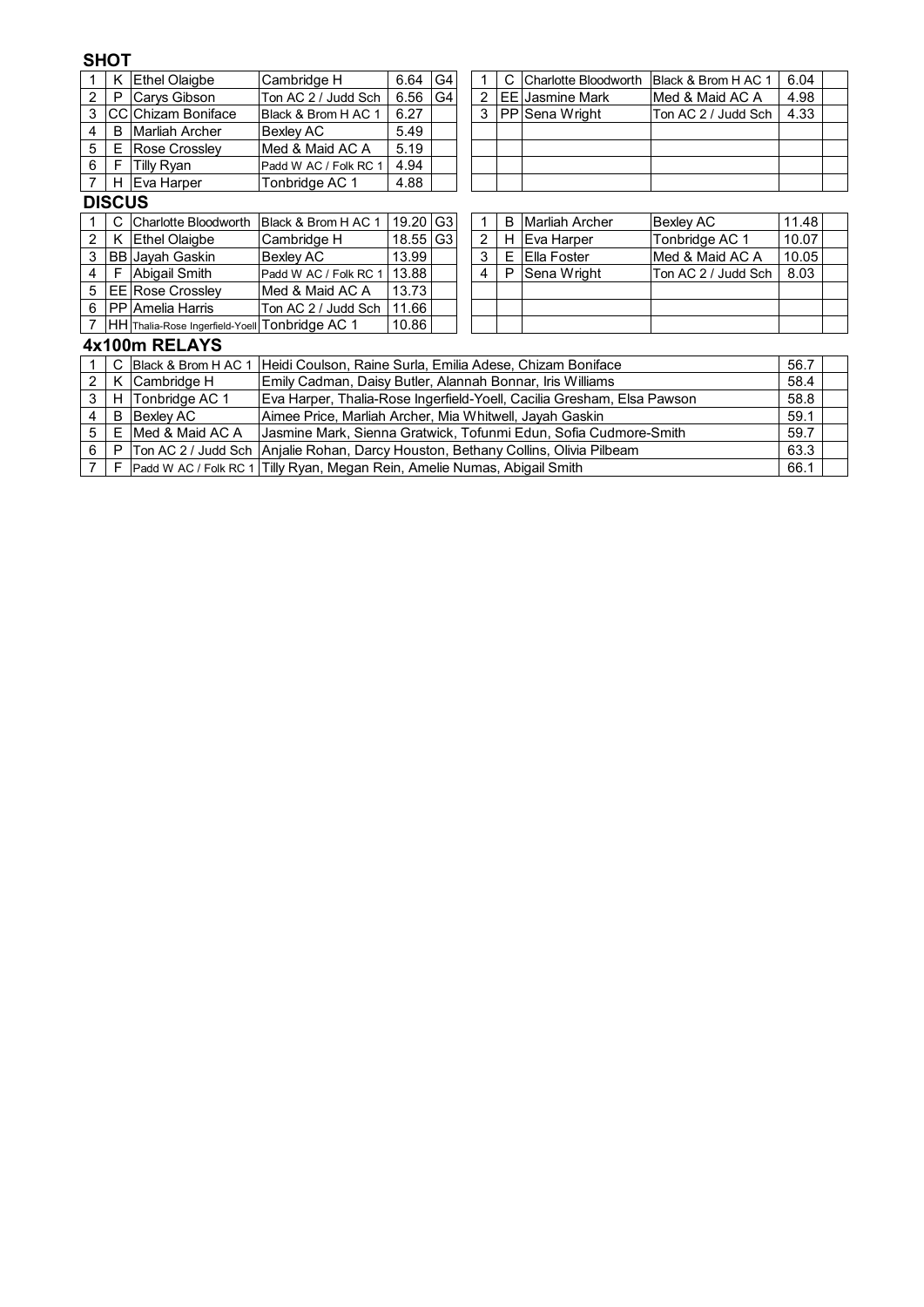## SHOT

| | | | | | | | | | | | |
|---|---|---|---|---|---|---|---|---|---|---|---|
| 1 | K | Ethel Olaigbe | Cambridge H | 6.64 | G4 | 1 | C | Charlotte Bloodworth | Black & Brom H AC 1 | 6.04 | |
| 2 | P | Carys Gibson | Ton AC 2 / Judd Sch | 6.56 | G4 | 2 | EE | Jasmine Mark | Med & Maid AC A | 4.98 | |
| 3 | CC | Chizam Boniface | Black & Brom H AC 1 | 6.27 | | 3 | PP | Sena Wright | Ton AC 2 / Judd Sch | 4.33 | |
| 4 | B | Marliah Archer | Bexley AC | 5.49 | | | | | | | |
| 5 | E | Rose Crossley | Med & Maid AC A | 5.19 | | | | | | | |
| 6 | F | Tilly Ryan | Padd W AC / Folk RC 1 | 4.94 | | | | | | | |
| 7 | H | Eva Harper | Tonbridge AC 1 | 4.88 | | | | | | | |

## DISCUS

| | | | | | | | | | | | |
|---|---|---|---|---|---|---|---|---|---|---|---|
| 1 | C | Charlotte Bloodworth | Black & Brom H AC 1 | 19.20 | G3 | 1 | B | Marliah Archer | Bexley AC | 11.48 | |
| 2 | K | Ethel Olaigbe | Cambridge H | 18.55 | G3 | 2 | H | Eva Harper | Tonbridge AC 1 | 10.07 | |
| 3 | BB | Jayah Gaskin | Bexley AC | 13.99 | | 3 | E | Ella Foster | Med & Maid AC A | 10.05 | |
| 4 | F | Abigail Smith | Padd W AC / Folk RC 1 | 13.88 | | 4 | P | Sena Wright | Ton AC 2 / Judd Sch | 8.03 | |
| 5 | EE | Rose Crossley | Med & Maid AC A | 13.73 | | | | | | | |
| 6 | PP | Amelia Harris | Ton AC 2 / Judd Sch | 11.66 | | | | | | | |
| 7 | HH | Thalia-Rose Ingerfield-Yoell | Tonbridge AC 1 | 10.86 | | | | | | | |

## 4x100m RELAYS

| | | | | | |
|---|---|---|---|---|---|
| 1 | C | Black & Brom H AC 1 | Heidi Coulson, Raine Surla, Emilia Adese, Chizam Boniface | 56.7 | |
| 2 | K | Cambridge H | Emily Cadman, Daisy Butler, Alannah Bonnar, Iris Williams | 58.4 | |
| 3 | H | Tonbridge AC 1 | Eva Harper, Thalia-Rose Ingerfield-Yoell, Cacilia Gresham, Elsa Pawson | 58.8 | |
| 4 | B | Bexley AC | Aimee Price, Marliah Archer, Mia Whitwell, Jayah Gaskin | 59.1 | |
| 5 | E | Med & Maid AC A | Jasmine Mark, Sienna Gratwick, Tofunmi Edun, Sofia Cudmore-Smith | 59.7 | |
| 6 | P | Ton AC 2 / Judd Sch | Anjalie Rohan, Darcy Houston, Bethany Collins, Olivia Pilbeam | 63.3 | |
| 7 | F | Padd W AC / Folk RC 1 | Tilly Ryan, Megan Rein, Amelie Numas, Abigail Smith | 66.1 | |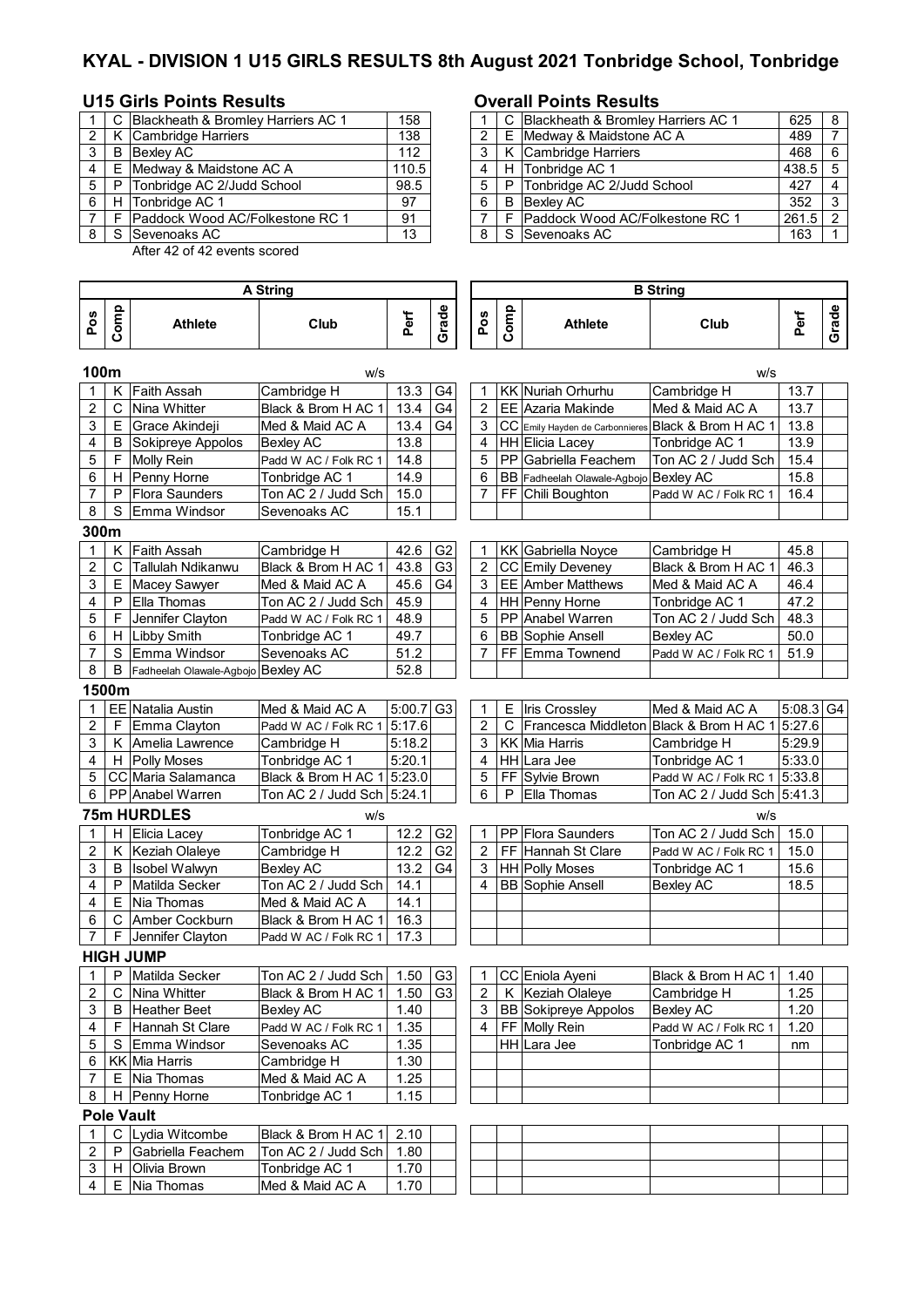# KYAL - DIVISION 1 U15 GIRLS RESULTS 8th August 2021 Tonbridge School, Tonbridge

## U15 Girls Points Results

| | | | |
|---|---|---|---|
| 1 | C | Blackheath & Bromley Harriers AC 1 | 158 |
| 2 | K | Cambridge Harriers | 138 |
| 3 | B | Bexley AC | 112 |
| 4 | E | Medway & Maidstone AC A | 110.5 |
| 5 | P | Tonbridge AC 2/Judd School | 98.5 |
| 6 | H | Tonbridge AC 1 | 97 |
| 7 | F | Paddock Wood AC/Folkestone RC 1 | 91 |
| 8 | S | Sevenoaks AC | 13 |

After 42 of 42 events scored

## Overall Points Results

| | | | | |
|---|---|---|---|---|
| 1 | C | Blackheath & Bromley Harriers AC 1 | 625 | 8 |
| 2 | E | Medway & Maidstone AC A | 489 | 7 |
| 3 | K | Cambridge Harriers | 468 | 6 |
| 4 | H | Tonbridge AC 1 | 438.5 | 5 |
| 5 | P | Tonbridge AC 2/Judd School | 427 | 4 |
| 6 | B | Bexley AC | 352 | 3 |
| 7 | F | Paddock Wood AC/Folkestone RC 1 | 261.5 | 2 |
| 8 | S | Sevenoaks AC | 163 | 1 |

## A String / B String

### 100m (A w/s, B w/s)

| Pos | Comp | Athlete | Club | Perf | Grade | Pos | Comp | Athlete | Club | Perf | Grade |
|---|---|---|---|---|---|---|---|---|---|---|---|
| 1 | K | Faith Assah | Cambridge H | 13.3 | G4 | 1 | KK | Nuriah Orhurhu | Cambridge H | 13.7 | |
| 2 | C | Nina Whitter | Black & Brom H AC 1 | 13.4 | G4 | 2 | EE | Azaria Makinde | Med & Maid AC A | 13.7 | |
| 3 | E | Grace Akindeji | Med & Maid AC A | 13.4 | G4 | 3 | CC | Emily Hayden de Carbonnieres | Black & Brom H AC 1 | 13.8 | |
| 4 | B | Sokipreye Appolos | Bexley AC | 13.8 | | 4 | HH | Elicia Lacey | Tonbridge AC 1 | 13.9 | |
| 5 | F | Molly Rein | Padd W AC / Folk RC 1 | 14.8 | | 5 | PP | Gabriella Feachem | Ton AC 2 / Judd Sch | 15.4 | |
| 6 | H | Penny Horne | Tonbridge AC 1 | 14.9 | | 6 | BB | Fadheelah Olawale-Agbojo | Bexley AC | 15.8 | |
| 7 | P | Flora Saunders | Ton AC 2 / Judd Sch | 15.0 | | 7 | FF | Chili Boughton | Padd W AC / Folk RC 1 | 16.4 | |
| 8 | S | Emma Windsor | Sevenoaks AC | 15.1 | | | | | | | |

### 300m

| Pos | Comp | Athlete | Club | Perf | Grade | Pos | Comp | Athlete | Club | Perf | Grade |
|---|---|---|---|---|---|---|---|---|---|---|---|
| 1 | K | Faith Assah | Cambridge H | 42.6 | G2 | 1 | KK | Gabriella Noyce | Cambridge H | 45.8 | |
| 2 | C | Tallulah Ndikanwu | Black & Brom H AC 1 | 43.8 | G3 | 2 | CC | Emily Deveney | Black & Brom H AC 1 | 46.3 | |
| 3 | E | Macey Sawyer | Med & Maid AC A | 45.6 | G4 | 3 | EE | Amber Matthews | Med & Maid AC A | 46.4 | |
| 4 | P | Ella Thomas | Ton AC 2 / Judd Sch | 45.9 | | 4 | HH | Penny Horne | Tonbridge AC 1 | 47.2 | |
| 5 | F | Jennifer Clayton | Padd W AC / Folk RC 1 | 48.9 | | 5 | PP | Anabel Warren | Ton AC 2 / Judd Sch | 48.3 | |
| 6 | H | Libby Smith | Tonbridge AC 1 | 49.7 | | 6 | BB | Sophie Ansell | Bexley AC | 50.0 | |
| 7 | S | Emma Windsor | Sevenoaks AC | 51.2 | | 7 | FF | Emma Townend | Padd W AC / Folk RC 1 | 51.9 | |
| 8 | B | Fadheelah Olawale-Agbojo | Bexley AC | 52.8 | | | | | | | |

### 1500m

| Pos | Comp | Athlete | Club | Perf | Grade | Pos | Comp | Athlete | Club | Perf | Grade |
|---|---|---|---|---|---|---|---|---|---|---|---|
| 1 | EE | Natalia Austin | Med & Maid AC A | 5:00.7 | G3 | 1 | E | Iris Crossley | Med & Maid AC A | 5:08.3 | G4 |
| 2 | F | Emma Clayton | Padd W AC / Folk RC 1 | 5:17.6 | | 2 | C | Francesca Middleton | Black & Brom H AC 1 | 5:27.6 | |
| 3 | K | Amelia Lawrence | Cambridge H | 5:18.2 | | 3 | KK | Mia Harris | Cambridge H | 5:29.9 | |
| 4 | H | Polly Moses | Tonbridge AC 1 | 5:20.1 | | 4 | HH | Lara Jee | Tonbridge AC 1 | 5:33.0 | |
| 5 | CC | Maria Salamanca | Black & Brom H AC 1 | 5:23.0 | | 5 | FF | Sylvie Brown | Padd W AC / Folk RC 1 | 5:33.8 | |
| 6 | PP | Anabel Warren | Ton AC 2 / Judd Sch | 5:24.1 | | 6 | P | Ella Thomas | Ton AC 2 / Judd Sch | 5:41.3 | |

### 75m HURDLES (A w/s, B w/s)

| Pos | Comp | Athlete | Club | Perf | Grade | Pos | Comp | Athlete | Club | Perf | Grade |
|---|---|---|---|---|---|---|---|---|---|---|---|
| 1 | H | Elicia Lacey | Tonbridge AC 1 | 12.2 | G2 | 1 | PP | Flora Saunders | Ton AC 2 / Judd Sch | 15.0 | |
| 2 | K | Keziah Olaleye | Cambridge H | 12.2 | G2 | 2 | FF | Hannah St Clare | Padd W AC / Folk RC 1 | 15.0 | |
| 3 | B | Isobel Walwyn | Bexley AC | 13.2 | G4 | 3 | HH | Polly Moses | Tonbridge AC 1 | 15.6 | |
| 4 | P | Matilda Secker | Ton AC 2 / Judd Sch | 14.1 | | 4 | BB | Sophie Ansell | Bexley AC | 18.5 | |
| 4 | E | Nia Thomas | Med & Maid AC A | 14.1 | | | | | | | |
| 6 | C | Amber Cockburn | Black & Brom H AC 1 | 16.3 | | | | | | | |
| 7 | F | Jennifer Clayton | Padd W AC / Folk RC 1 | 17.3 | | | | | | | |

### HIGH JUMP

| Pos | Comp | Athlete | Club | Perf | Grade | Pos | Comp | Athlete | Club | Perf | Grade |
|---|---|---|---|---|---|---|---|---|---|---|---|
| 1 | P | Matilda Secker | Ton AC 2 / Judd Sch | 1.50 | G3 | 1 | CC | Eniola Ayeni | Black & Brom H AC 1 | 1.40 | |
| 2 | C | Nina Whitter | Black & Brom H AC 1 | 1.50 | G3 | 2 | K | Keziah Olaleye | Cambridge H | 1.25 | |
| 3 | B | Heather Beet | Bexley AC | 1.40 | | 3 | BB | Sokipreye Appolos | Bexley AC | 1.20 | |
| 4 | F | Hannah St Clare | Padd W AC / Folk RC 1 | 1.35 | | 4 | FF | Molly Rein | Padd W AC / Folk RC 1 | 1.20 | |
| 5 | S | Emma Windsor | Sevenoaks AC | 1.35 | | | HH | Lara Jee | Tonbridge AC 1 | nm | |
| 6 | KK | Mia Harris | Cambridge H | 1.30 | | | | | | | |
| 7 | E | Nia Thomas | Med & Maid AC A | 1.25 | | | | | | | |
| 8 | H | Penny Horne | Tonbridge AC 1 | 1.15 | | | | | | | |

### Pole Vault

| Pos | Comp | Athlete | Club | Perf | Grade | Pos | Comp | Athlete | Club | Perf | Grade |
|---|---|---|---|---|---|---|---|---|---|---|---|
| 1 | C | Lydia Witcombe | Black & Brom H AC 1 | 2.10 | | | | | | | |
| 2 | P | Gabriella Feachem | Ton AC 2 / Judd Sch | 1.80 | | | | | | | |
| 3 | H | Olivia Brown | Tonbridge AC 1 | 1.70 | | | | | | | |
| 4 | E | Nia Thomas | Med & Maid AC A | 1.70 | | | | | | | |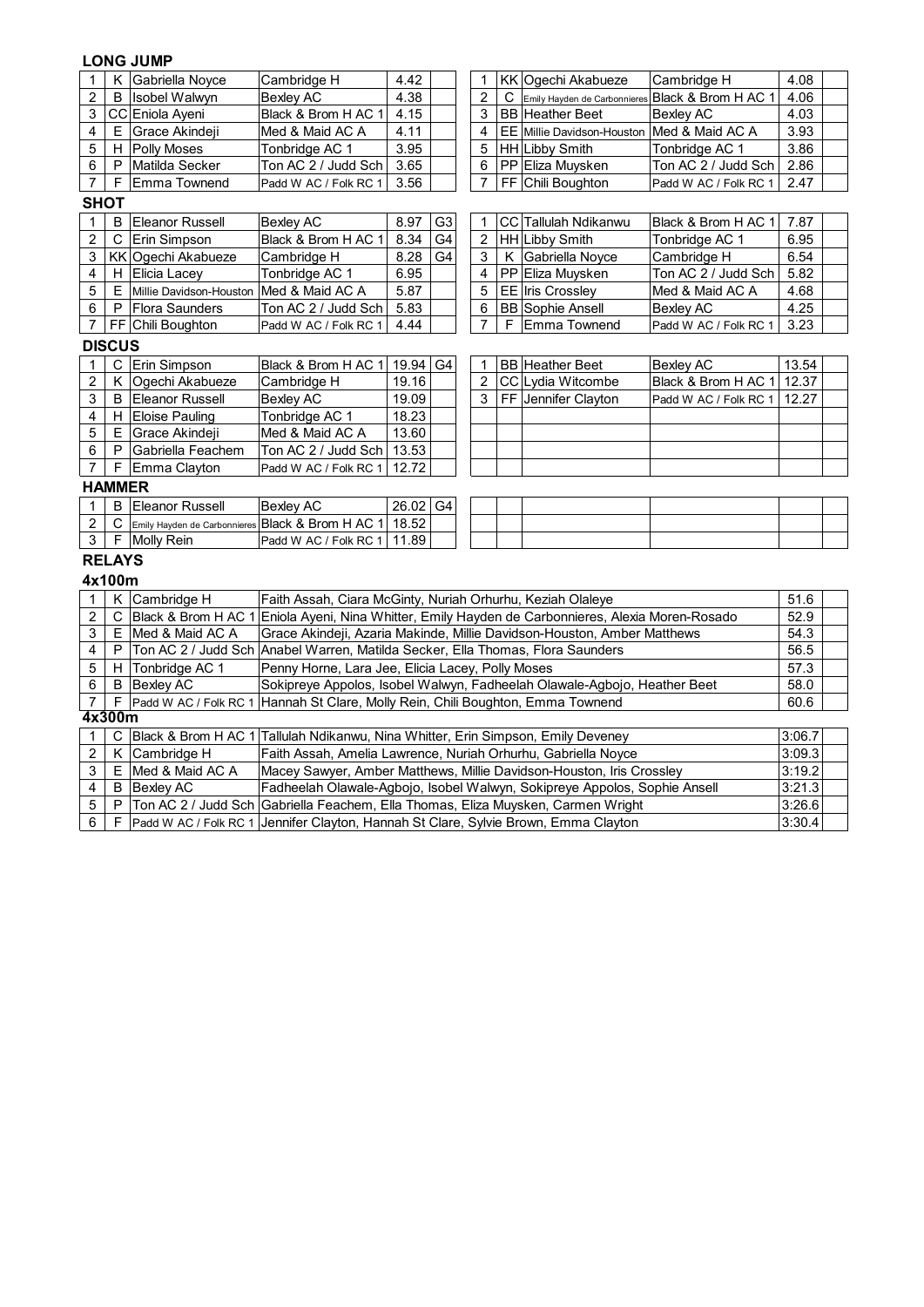**LONG JUMP**

| | | | | | | | | | | | |
|---|---|---|---|---|---|---|---|---|---|---|---|
| 1 | K | Gabriella Noyce | Cambridge H | 4.42 | | 1 | KK | Ogechi Akabueze | Cambridge H | 4.08 | |
| 2 | B | Isobel Walwyn | Bexley AC | 4.38 | | 2 | C | Emily Hayden de Carbonnieres | Black & Brom H AC 1 | 4.06 | |
| 3 | CC | Eniola Ayeni | Black & Brom H AC 1 | 4.15 | | 3 | BB | Heather Beet | Bexley AC | 4.03 | |
| 4 | E | Grace Akindeji | Med & Maid AC A | 4.11 | | 4 | EE | Millie Davidson-Houston | Med & Maid AC A | 3.93 | |
| 5 | H | Polly Moses | Tonbridge AC 1 | 3.95 | | 5 | HH | Libby Smith | Tonbridge AC 1 | 3.86 | |
| 6 | P | Matilda Secker | Ton AC 2 / Judd Sch | 3.65 | | 6 | PP | Eliza Muysken | Ton AC 2 / Judd Sch | 2.86 | |
| 7 | F | Emma Townend | Padd W AC / Folk RC 1 | 3.56 | | 7 | FF | Chili Boughton | Padd W AC / Folk RC 1 | 2.47 | |

**SHOT**

| | | | | | | | | | | | |
|---|---|---|---|---|---|---|---|---|---|---|---|
| 1 | B | Eleanor Russell | Bexley AC | 8.97 | G3 | 1 | CC | Tallulah Ndikanwu | Black & Brom H AC 1 | 7.87 | |
| 2 | C | Erin Simpson | Black & Brom H AC 1 | 8.34 | G4 | 2 | HH | Libby Smith | Tonbridge AC 1 | 6.95 | |
| 3 | KK | Ogechi Akabueze | Cambridge H | 8.28 | G4 | 3 | K | Gabriella Noyce | Cambridge H | 6.54 | |
| 4 | H | Elicia Lacey | Tonbridge AC 1 | 6.95 | | 4 | PP | Eliza Muysken | Ton AC 2 / Judd Sch | 5.82 | |
| 5 | E | Millie Davidson-Houston | Med & Maid AC A | 5.87 | | 5 | EE | Iris Crossley | Med & Maid AC A | 4.68 | |
| 6 | P | Flora Saunders | Ton AC 2 / Judd Sch | 5.83 | | 6 | BB | Sophie Ansell | Bexley AC | 4.25 | |
| 7 | FF | Chili Boughton | Padd W AC / Folk RC 1 | 4.44 | | 7 | F | Emma Townend | Padd W AC / Folk RC 1 | 3.23 | |

**DISCUS**

| | | | | | | | | | | | |
|---|---|---|---|---|---|---|---|---|---|---|---|
| 1 | C | Erin Simpson | Black & Brom H AC 1 | 19.94 | G4 | 1 | BB | Heather Beet | Bexley AC | 13.54 | |
| 2 | K | Ogechi Akabueze | Cambridge H | 19.16 | | 2 | CC | Lydia Witcombe | Black & Brom H AC 1 | 12.37 | |
| 3 | B | Eleanor Russell | Bexley AC | 19.09 | | 3 | FF | Jennifer Clayton | Padd W AC / Folk RC 1 | 12.27 | |
| 4 | H | Eloise Pauling | Tonbridge AC 1 | 18.23 | | | | | | | |
| 5 | E | Grace Akindeji | Med & Maid AC A | 13.60 | | | | | | | |
| 6 | P | Gabriella Feachem | Ton AC 2 / Judd Sch | 13.53 | | | | | | | |
| 7 | F | Emma Clayton | Padd W AC / Folk RC 1 | 12.72 | | | | | | | |

**HAMMER**

| | | | | | |
|---|---|---|---|---|---|
| 1 | B | Eleanor Russell | Bexley AC | 26.02 | G4 |
| 2 | C | Emily Hayden de Carbonnieres | Black & Brom H AC 1 | 18.52 | |
| 3 | F | Molly Rein | Padd W AC / Folk RC 1 | 11.89 | |

**RELAYS**

**4x100m**

| | | | | | |
|---|---|---|---|---|---|
| 1 | K | Cambridge H | Faith Assah, Ciara McGinty, Nuriah Orhurhu, Keziah Olaleye | 51.6 | |
| 2 | C | Black & Brom H AC 1 | Eniola Ayeni, Nina Whitter, Emily Hayden de Carbonnieres, Alexia Moren-Rosado | 52.9 | |
| 3 | E | Med & Maid AC A | Grace Akindeji, Azaria Makinde, Millie Davidson-Houston, Amber Matthews | 54.3 | |
| 4 | P | Ton AC 2 / Judd Sch | Anabel Warren, Matilda Secker, Ella Thomas, Flora Saunders | 56.5 | |
| 5 | H | Tonbridge AC 1 | Penny Horne, Lara Jee, Elicia Lacey, Polly Moses | 57.3 | |
| 6 | B | Bexley AC | Sokipreye Appolos, Isobel Walwyn, Fadheelah Olawale-Agbojo, Heather Beet | 58.0 | |
| 7 | F | Padd W AC / Folk RC 1 | Hannah St Clare, Molly Rein, Chili Boughton, Emma Townend | 60.6 | |

**4x300m**

| | | | | | |
|---|---|---|---|---|---|
| 1 | C | Black & Brom H AC 1 | Tallulah Ndikanwu, Nina Whitter, Erin Simpson, Emily Deveney | 3:06.7 | |
| 2 | K | Cambridge H | Faith Assah, Amelia Lawrence, Nuriah Orhurhu, Gabriella Noyce | 3:09.3 | |
| 3 | E | Med & Maid AC A | Macey Sawyer, Amber Matthews, Millie Davidson-Houston, Iris Crossley | 3:19.2 | |
| 4 | B | Bexley AC | Fadheelah Olawale-Agbojo, Isobel Walwyn, Sokipreye Appolos, Sophie Ansell | 3:21.3 | |
| 5 | P | Ton AC 2 / Judd Sch | Gabriella Feachem, Ella Thomas, Eliza Muysken, Carmen Wright | 3:26.6 | |
| 6 | F | Padd W AC / Folk RC 1 | Jennifer Clayton, Hannah St Clare, Sylvie Brown, Emma Clayton | 3:30.4 | |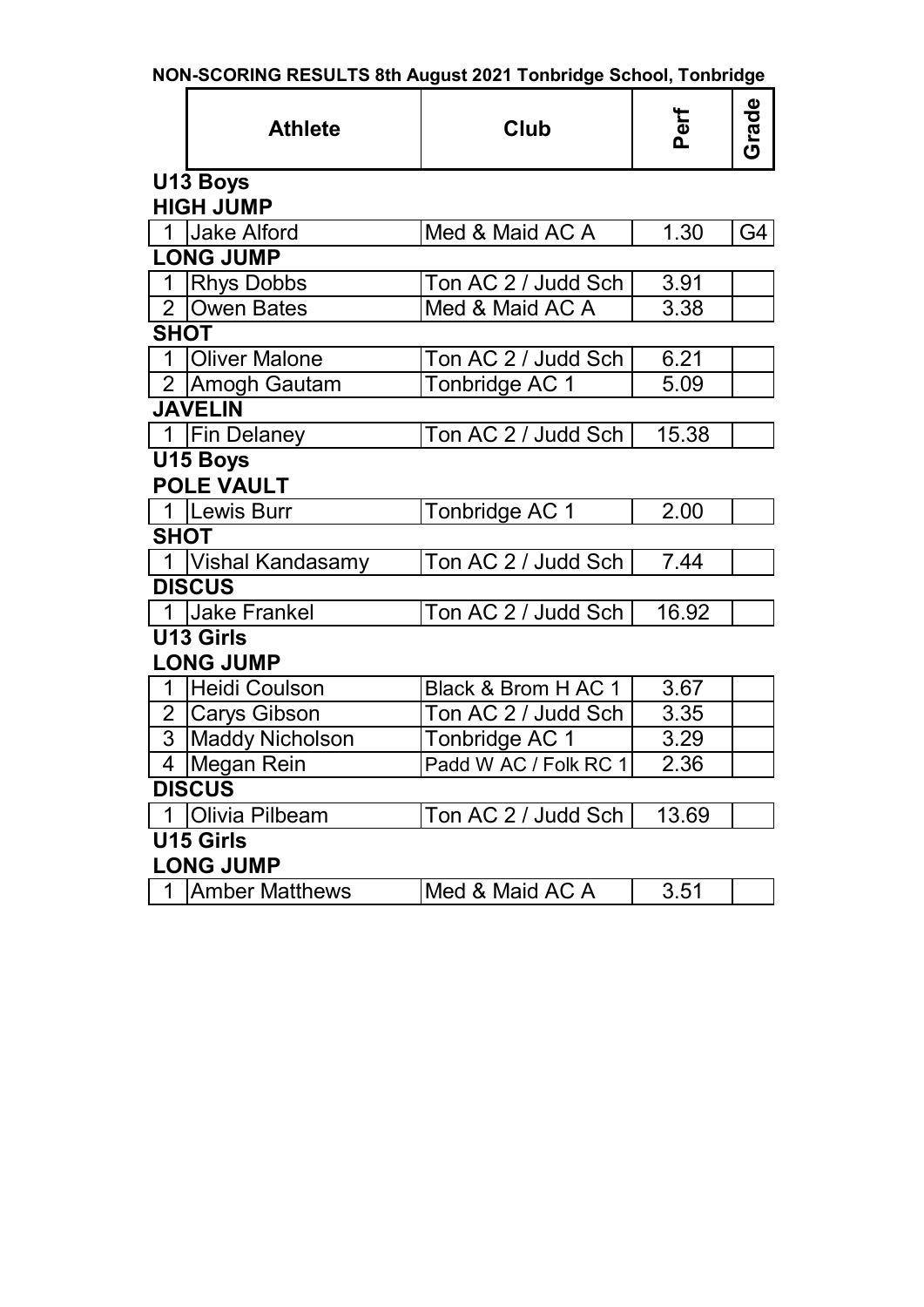**NON-SCORING RESULTS 8th August 2021 Tonbridge School, Tonbridge**

| | Athlete | Club | Perf | Grade |
|---|---|---|---|---|
| **U13 Boys** | | | | |
| **HIGH JUMP** | | | | |
| 1 | Jake Alford | Med & Maid AC A | 1.30 | G4 |
| **LONG JUMP** | | | | |
| 1 | Rhys Dobbs | Ton AC 2 / Judd Sch | 3.91 | |
| 2 | Owen Bates | Med & Maid AC A | 3.38 | |
| **SHOT** | | | | |
| 1 | Oliver Malone | Ton AC 2 / Judd Sch | 6.21 | |
| 2 | Amogh Gautam | Tonbridge AC 1 | 5.09 | |
| **JAVELIN** | | | | |
| 1 | Fin Delaney | Ton AC 2 / Judd Sch | 15.38 | |
| **U15 Boys** | | | | |
| **POLE VAULT** | | | | |
| 1 | Lewis Burr | Tonbridge AC 1 | 2.00 | |
| **SHOT** | | | | |
| 1 | Vishal Kandasamy | Ton AC 2 / Judd Sch | 7.44 | |
| **DISCUS** | | | | |
| 1 | Jake Frankel | Ton AC 2 / Judd Sch | 16.92 | |
| **U13 Girls** | | | | |
| **LONG JUMP** | | | | |
| 1 | Heidi Coulson | Black & Brom H AC 1 | 3.67 | |
| 2 | Carys Gibson | Ton AC 2 / Judd Sch | 3.35 | |
| 3 | Maddy Nicholson | Tonbridge AC 1 | 3.29 | |
| 4 | Megan Rein | Padd W AC / Folk RC 1 | 2.36 | |
| **DISCUS** | | | | |
| 1 | Olivia Pilbeam | Ton AC 2 / Judd Sch | 13.69 | |
| **U15 Girls** | | | | |
| **LONG JUMP** | | | | |
| 1 | Amber Matthews | Med & Maid AC A | 3.51 | |